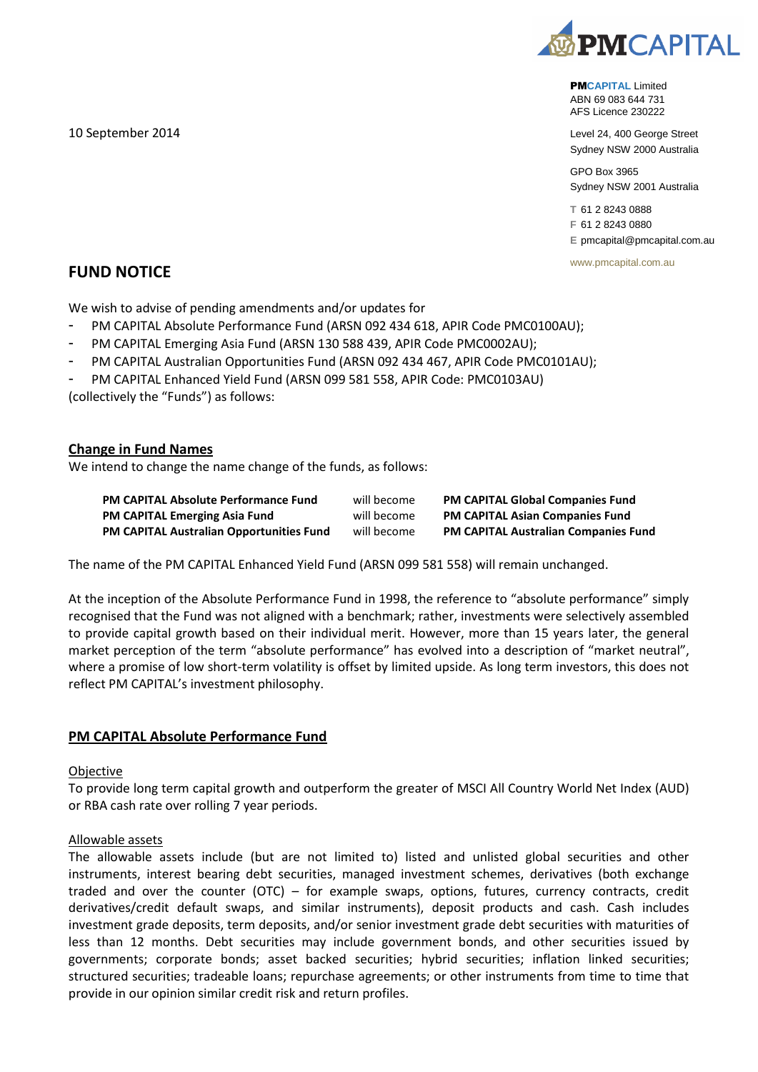PMCAPITAL

**PMCAPITAL** Limited
ABN 69 083 644 731
AFS Licence 230222

Level 24, 400 George Street
Sydney NSW 2000 Australia

GPO Box 3965
Sydney NSW 2001 Australia

T 61 2 8243 0888
F 61 2 8243 0880
E pmcapital@pmcapital.com.au

www.pmcapital.com.au

10 September 2014

## FUND NOTICE

We wish to advise of pending amendments and/or updates for

- PM CAPITAL Absolute Performance Fund (ARSN 092 434 618, APIR Code PMC0100AU);
- PM CAPITAL Emerging Asia Fund (ARSN 130 588 439, APIR Code PMC0002AU);
- PM CAPITAL Australian Opportunities Fund (ARSN 092 434 467, APIR Code PMC0101AU);
- PM CAPITAL Enhanced Yield Fund (ARSN 099 581 558, APIR Code: PMC0103AU)

(collectively the "Funds") as follows:

### Change in Fund Names

We intend to change the name change of the funds, as follows:

| | | |
|---|---|---|
| **PM CAPITAL Absolute Performance Fund** | will become | **PM CAPITAL Global Companies Fund** |
| **PM CAPITAL Emerging Asia Fund** | will become | **PM CAPITAL Asian Companies Fund** |
| **PM CAPITAL Australian Opportunities Fund** | will become | **PM CAPITAL Australian Companies Fund** |

The name of the PM CAPITAL Enhanced Yield Fund (ARSN 099 581 558) will remain unchanged.

At the inception of the Absolute Performance Fund in 1998, the reference to "absolute performance" simply recognised that the Fund was not aligned with a benchmark; rather, investments were selectively assembled to provide capital growth based on their individual merit. However, more than 15 years later, the general market perception of the term "absolute performance" has evolved into a description of "market neutral", where a promise of low short-term volatility is offset by limited upside. As long term investors, this does not reflect PM CAPITAL's investment philosophy.

### PM CAPITAL Absolute Performance Fund

Objective

To provide long term capital growth and outperform the greater of MSCI All Country World Net Index (AUD) or RBA cash rate over rolling 7 year periods.

Allowable assets

The allowable assets include (but are not limited to) listed and unlisted global securities and other instruments, interest bearing debt securities, managed investment schemes, derivatives (both exchange traded and over the counter (OTC) – for example swaps, options, futures, currency contracts, credit derivatives/credit default swaps, and similar instruments), deposit products and cash. Cash includes investment grade deposits, term deposits, and/or senior investment grade debt securities with maturities of less than 12 months. Debt securities may include government bonds, and other securities issued by governments; corporate bonds; asset backed securities; hybrid securities; inflation linked securities; structured securities; tradeable loans; repurchase agreements; or other instruments from time to time that provide in our opinion similar credit risk and return profiles.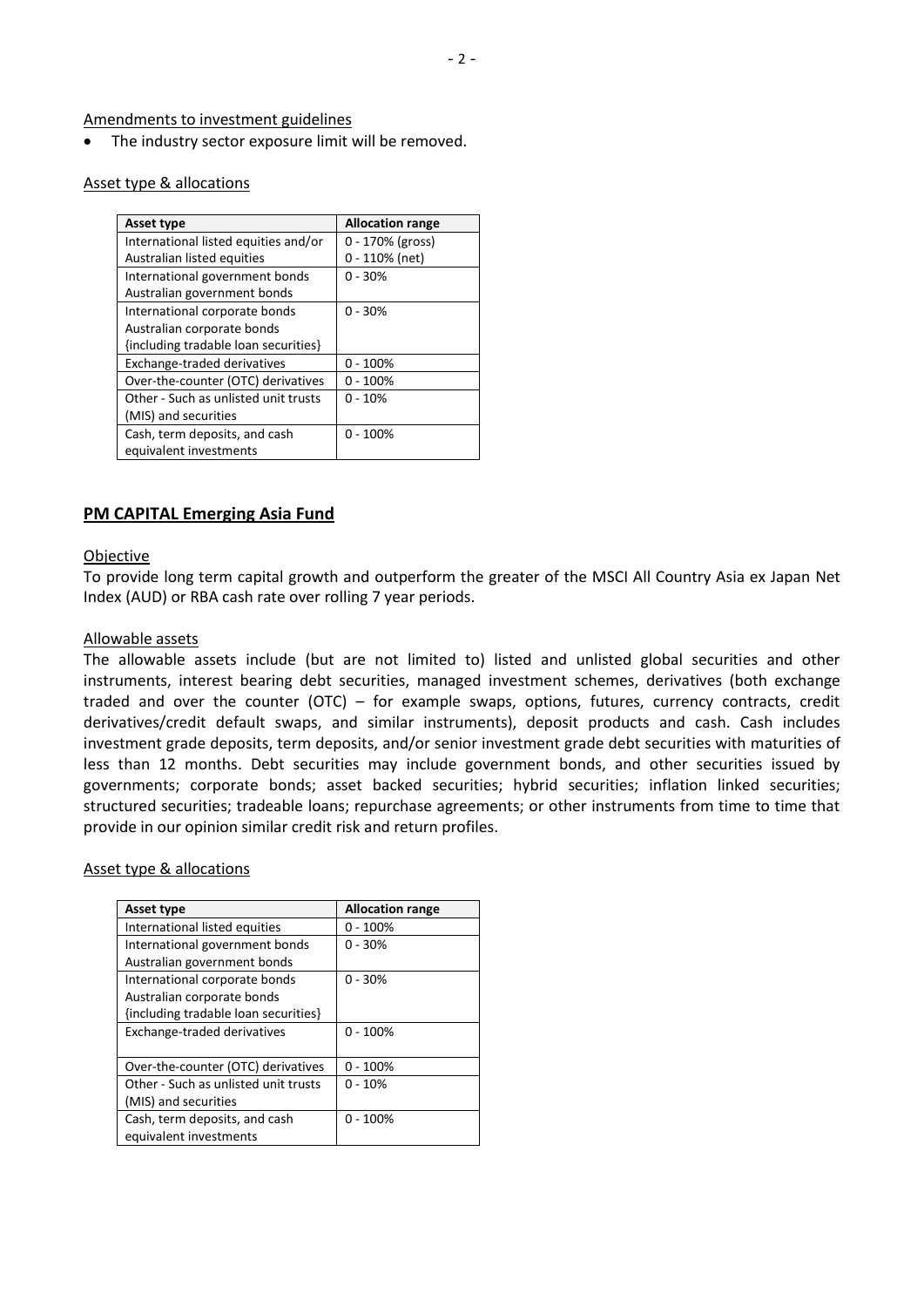Amendments to investment guidelines

- The industry sector exposure limit will be removed.

Asset type & allocations

| Asset type | Allocation range |
|---|---|
| International listed equities and/or Australian listed equities | 0 - 170% (gross)<br>0 - 110% (net) |
| International government bonds<br>Australian government bonds | 0 - 30% |
| International corporate bonds<br>Australian corporate bonds<br>{including tradable loan securities} | 0 - 30% |
| Exchange-traded derivatives | 0 - 100% |
| Over-the-counter (OTC) derivatives | 0 - 100% |
| Other - Such as unlisted unit trusts (MIS) and securities | 0 - 10% |
| Cash, term deposits, and cash equivalent investments | 0 - 100% |

## PM CAPITAL Emerging Asia Fund

Objective

To provide long term capital growth and outperform the greater of the MSCI All Country Asia ex Japan Net Index (AUD) or RBA cash rate over rolling 7 year periods.

Allowable assets

The allowable assets include (but are not limited to) listed and unlisted global securities and other instruments, interest bearing debt securities, managed investment schemes, derivatives (both exchange traded and over the counter (OTC) – for example swaps, options, futures, currency contracts, credit derivatives/credit default swaps, and similar instruments), deposit products and cash. Cash includes investment grade deposits, term deposits, and/or senior investment grade debt securities with maturities of less than 12 months. Debt securities may include government bonds, and other securities issued by governments; corporate bonds; asset backed securities; hybrid securities; inflation linked securities; structured securities; tradeable loans; repurchase agreements; or other instruments from time to time that provide in our opinion similar credit risk and return profiles.

Asset type & allocations

| Asset type | Allocation range |
|---|---|
| International listed equities | 0 - 100% |
| International government bonds<br>Australian government bonds | 0 - 30% |
| International corporate bonds<br>Australian corporate bonds<br>{including tradable loan securities} | 0 - 30% |
| Exchange-traded derivatives | 0 - 100% |
| Over-the-counter (OTC) derivatives | 0 - 100% |
| Other - Such as unlisted unit trusts (MIS) and securities | 0 - 10% |
| Cash, term deposits, and cash equivalent investments | 0 - 100% |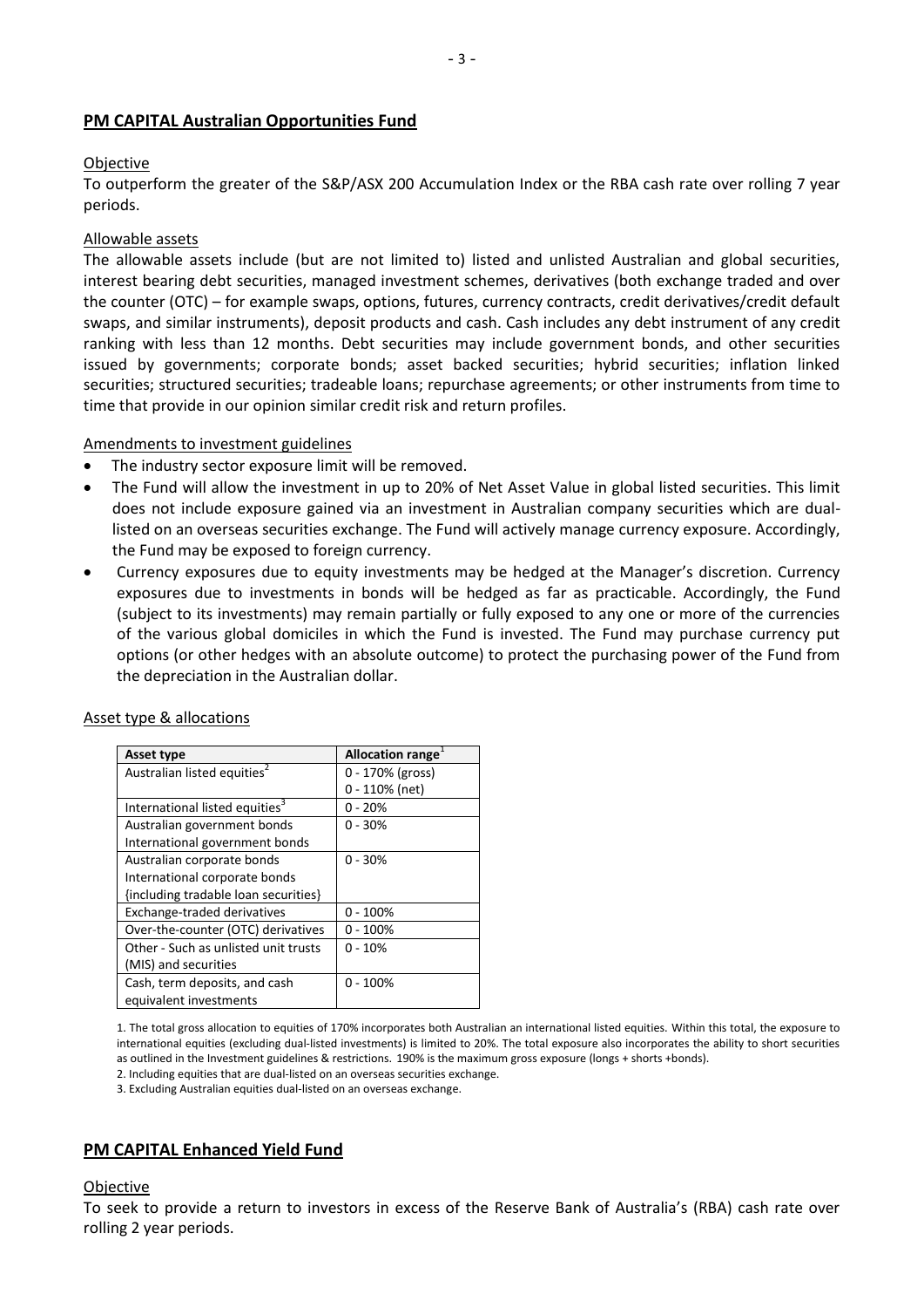## PM CAPITAL Australian Opportunities Fund

Objective

To outperform the greater of the S&P/ASX 200 Accumulation Index or the RBA cash rate over rolling 7 year periods.

Allowable assets

The allowable assets include (but are not limited to) listed and unlisted Australian and global securities, interest bearing debt securities, managed investment schemes, derivatives (both exchange traded and over the counter (OTC) – for example swaps, options, futures, currency contracts, credit derivatives/credit default swaps, and similar instruments), deposit products and cash. Cash includes any debt instrument of any credit ranking with less than 12 months. Debt securities may include government bonds, and other securities issued by governments; corporate bonds; asset backed securities; hybrid securities; inflation linked securities; structured securities; tradeable loans; repurchase agreements; or other instruments from time to time that provide in our opinion similar credit risk and return profiles.

Amendments to investment guidelines

- The industry sector exposure limit will be removed.
- The Fund will allow the investment in up to 20% of Net Asset Value in global listed securities. This limit does not include exposure gained via an investment in Australian company securities which are dual-listed on an overseas securities exchange. The Fund will actively manage currency exposure. Accordingly, the Fund may be exposed to foreign currency.
- Currency exposures due to equity investments may be hedged at the Manager's discretion. Currency exposures due to investments in bonds will be hedged as far as practicable. Accordingly, the Fund (subject to its investments) may remain partially or fully exposed to any one or more of the currencies of the various global domiciles in which the Fund is invested. The Fund may purchase currency put options (or other hedges with an absolute outcome) to protect the purchasing power of the Fund from the depreciation in the Australian dollar.

Asset type & allocations

| Asset type | Allocation range[1] |
|---|---|
| Australian listed equities[2] | 0 - 170% (gross)<br>0 - 110% (net) |
| International listed equities[3] | 0 - 20% |
| Australian government bonds<br>International government bonds | 0 - 30% |
| Australian corporate bonds<br>International corporate bonds<br>{including tradable loan securities} | 0 - 30% |
| Exchange-traded derivatives | 0 - 100% |
| Over-the-counter (OTC) derivatives | 0 - 100% |
| Other - Such as unlisted unit trusts (MIS) and securities | 0 - 10% |
| Cash, term deposits, and cash equivalent investments | 0 - 100% |

1. The total gross allocation to equities of 170% incorporates both Australian an international listed equities. Within this total, the exposure to international equities (excluding dual-listed investments) is limited to 20%. The total exposure also incorporates the ability to short securities as outlined in the Investment guidelines & restrictions. 190% is the maximum gross exposure (longs + shorts +bonds).

2. Including equities that are dual-listed on an overseas securities exchange.

3. Excluding Australian equities dual-listed on an overseas exchange.

## PM CAPITAL Enhanced Yield Fund

Objective

To seek to provide a return to investors in excess of the Reserve Bank of Australia's (RBA) cash rate over rolling 2 year periods.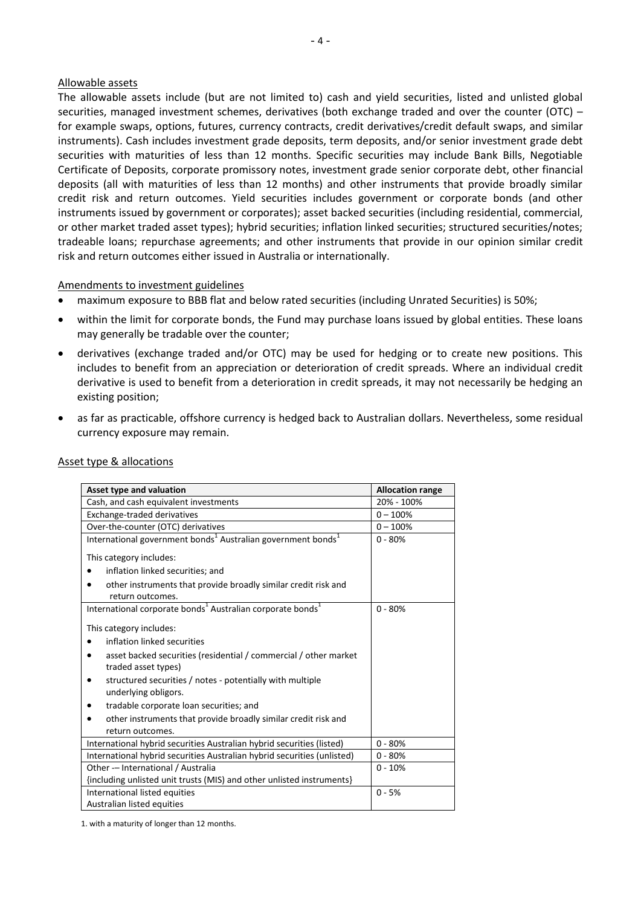## Allowable assets

The allowable assets include (but are not limited to) cash and yield securities, listed and unlisted global securities, managed investment schemes, derivatives (both exchange traded and over the counter (OTC) – for example swaps, options, futures, currency contracts, credit derivatives/credit default swaps, and similar instruments). Cash includes investment grade deposits, term deposits, and/or senior investment grade debt securities with maturities of less than 12 months. Specific securities may include Bank Bills, Negotiable Certificate of Deposits, corporate promissory notes, investment grade senior corporate debt, other financial deposits (all with maturities of less than 12 months) and other instruments that provide broadly similar credit risk and return outcomes. Yield securities includes government or corporate bonds (and other instruments issued by government or corporates); asset backed securities (including residential, commercial, or other market traded asset types); hybrid securities; inflation linked securities; structured securities/notes; tradeable loans; repurchase agreements; and other instruments that provide in our opinion similar credit risk and return outcomes either issued in Australia or internationally.

## Amendments to investment guidelines

- maximum exposure to BBB flat and below rated securities (including Unrated Securities) is 50%;
- within the limit for corporate bonds, the Fund may purchase loans issued by global entities. These loans may generally be tradable over the counter;
- derivatives (exchange traded and/or OTC) may be used for hedging or to create new positions. This includes to benefit from an appreciation or deterioration of credit spreads. Where an individual credit derivative is used to benefit from a deterioration in credit spreads, it may not necessarily be hedging an existing position;
- as far as practicable, offshore currency is hedged back to Australian dollars. Nevertheless, some residual currency exposure may remain.

## Asset type & allocations

| Asset type and valuation | Allocation range |
|---|---|
| Cash, and cash equivalent investments | 20% - 100% |
| Exchange-traded derivatives | 0 – 100% |
| Over-the-counter (OTC) derivatives | 0 – 100% |
| International government bonds[1] Australian government bonds[1]<br><br>This category includes:<br>• inflation linked securities; and<br>• other instruments that provide broadly similar credit risk and return outcomes. | 0 - 80% |
| International corporate bonds[1] Australian corporate bonds[1]<br><br>This category includes:<br>• inflation linked securities<br>• asset backed securities (residential / commercial / other market traded asset types)<br>• structured securities / notes - potentially with multiple underlying obligors.<br>• tradable corporate loan securities; and<br>• other instruments that provide broadly similar credit risk and return outcomes. | 0 - 80% |
| International hybrid securities Australian hybrid securities (listed) | 0 - 80% |
| International hybrid securities Australian hybrid securities (unlisted) | 0 - 80% |
| Other -– International / Australia<br>{including unlisted unit trusts (MIS) and other unlisted instruments} | 0 - 10% |
| International listed equities<br>Australian listed equities | 0 - 5% |

1. with a maturity of longer than 12 months.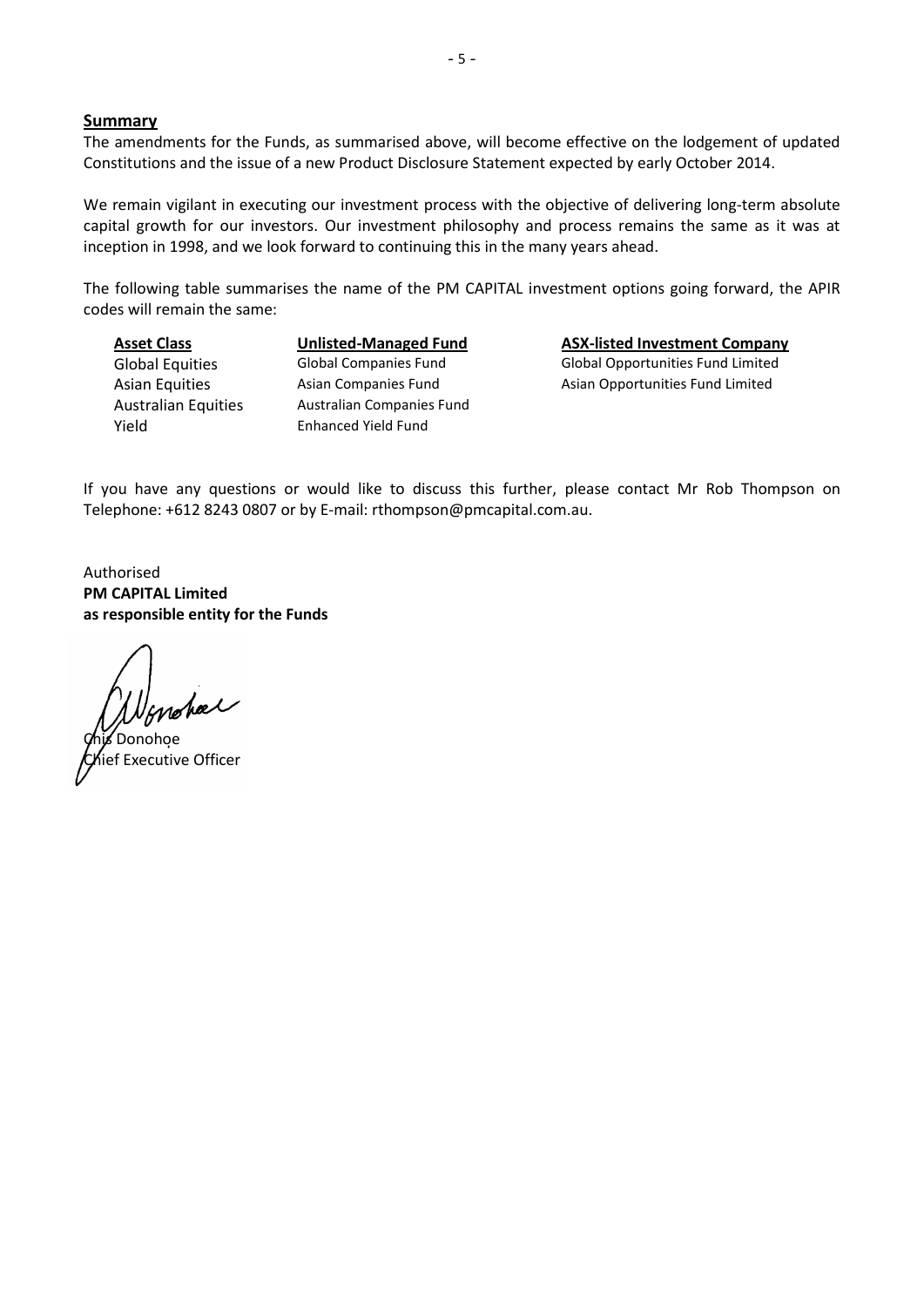**Summary**

The amendments for the Funds, as summarised above, will become effective on the lodgement of updated Constitutions and the issue of a new Product Disclosure Statement expected by early October 2014.

We remain vigilant in executing our investment process with the objective of delivering long-term absolute capital growth for our investors. Our investment philosophy and process remains the same as it was at inception in 1998, and we look forward to continuing this in the many years ahead.

The following table summarises the name of the PM CAPITAL investment options going forward, the APIR codes will remain the same:

| Asset Class | Unlisted-Managed Fund | ASX-listed Investment Company |
|---|---|---|
| Global Equities | Global Companies Fund | Global Opportunities Fund Limited |
| Asian Equities | Asian Companies Fund | Asian Opportunities Fund Limited |
| Australian Equities | Australian Companies Fund | |
| Yield | Enhanced Yield Fund | |

If you have any questions or would like to discuss this further, please contact Mr Rob Thompson on Telephone: +612 8243 0807 or by E-mail: rthompson@pmcapital.com.au.

Authorised
**PM CAPITAL Limited**
**as responsible entity for the Funds**

Chris Donohoe
Chief Executive Officer